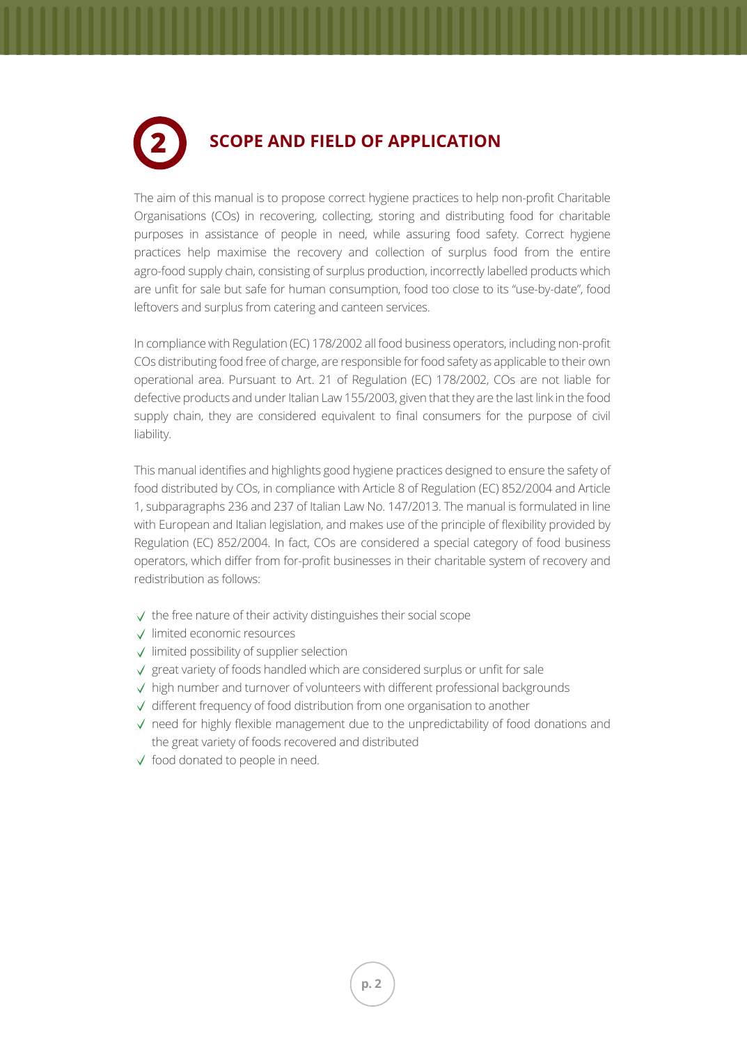## 2 SCOPE AND FIELD OF APPLICATION

The aim of this manual is to propose correct hygiene practices to help non-profit Charitable Organisations (COs) in recovering, collecting, storing and distributing food for charitable purposes in assistance of people in need, while assuring food safety. Correct hygiene practices help maximise the recovery and collection of surplus food from the entire agro-food supply chain, consisting of surplus production, incorrectly labelled products which are unfit for sale but safe for human consumption, food too close to its "use-by-date", food leftovers and surplus from catering and canteen services.

In compliance with Regulation (EC) 178/2002 all food business operators, including non-profit COs distributing food free of charge, are responsible for food safety as applicable to their own operational area. Pursuant to Art. 21 of Regulation (EC) 178/2002, COs are not liable for defective products and under Italian Law 155/2003, given that they are the last link in the food supply chain, they are considered equivalent to final consumers for the purpose of civil liability.

This manual identifies and highlights good hygiene practices designed to ensure the safety of food distributed by COs, in compliance with Article 8 of Regulation (EC) 852/2004 and Article 1, subparagraphs 236 and 237 of Italian Law No. 147/2013. The manual is formulated in line with European and Italian legislation, and makes use of the principle of flexibility provided by Regulation (EC) 852/2004. In fact, COs are considered a special category of food business operators, which differ from for-profit businesses in their charitable system of recovery and redistribution as follows:

- the free nature of their activity distinguishes their social scope
- limited economic resources
- limited possibility of supplier selection
- great variety of foods handled which are considered surplus or unfit for sale
- high number and turnover of volunteers with different professional backgrounds
- different frequency of food distribution from one organisation to another
- need for highly flexible management due to the unpredictability of food donations and the great variety of foods recovered and distributed
- food donated to people in need.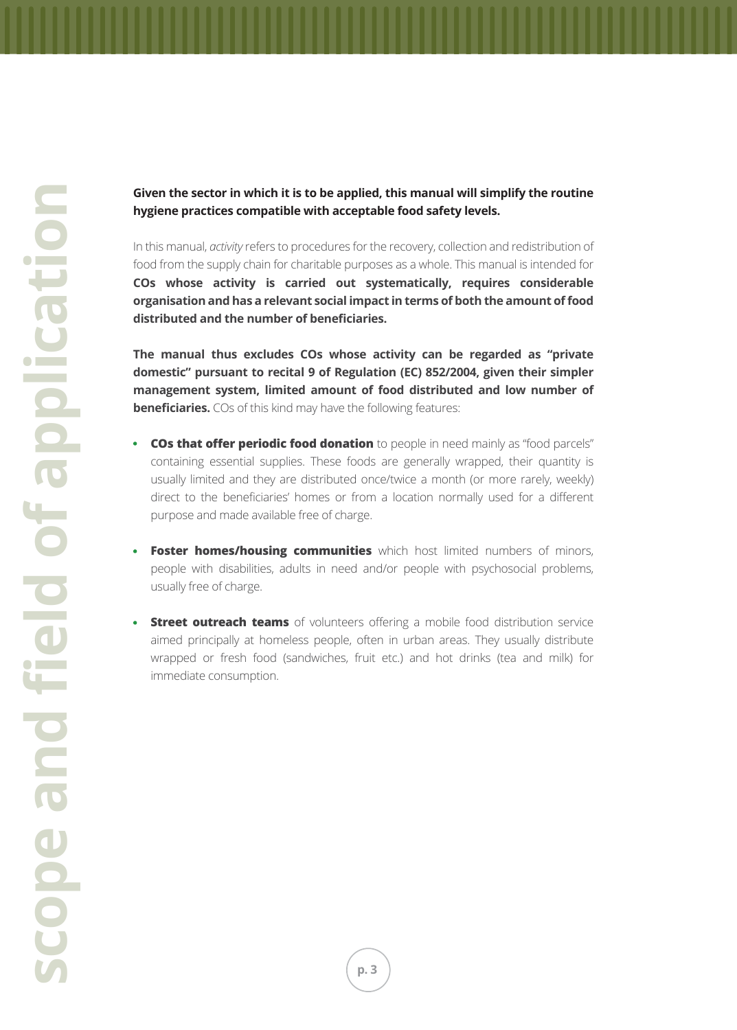# scope and field of application

**Given the sector in which it is to be applied, this manual will simplify the routine hygiene practices compatible with acceptable food safety levels.**

In this manual, *activity* refers to procedures for the recovery, collection and redistribution of food from the supply chain for charitable purposes as a whole. This manual is intended for **COs whose activity is carried out systematically, requires considerable organisation and has a relevant social impact in terms of both the amount of food distributed and the number of beneficiaries.**

**The manual thus excludes COs whose activity can be regarded as "private domestic" pursuant to recital 9 of Regulation (EC) 852/2004, given their simpler management system, limited amount of food distributed and low number of beneficiaries.** COs of this kind may have the following features:

- **COs that offer periodic food donation** to people in need mainly as "food parcels" containing essential supplies. These foods are generally wrapped, their quantity is usually limited and they are distributed once/twice a month (or more rarely, weekly) direct to the beneficiaries' homes or from a location normally used for a different purpose and made available free of charge.
- **Foster homes/housing communities** which host limited numbers of minors, people with disabilities, adults in need and/or people with psychosocial problems, usually free of charge.
- **Street outreach teams** of volunteers offering a mobile food distribution service aimed principally at homeless people, often in urban areas. They usually distribute wrapped or fresh food (sandwiches, fruit etc.) and hot drinks (tea and milk) for immediate consumption.